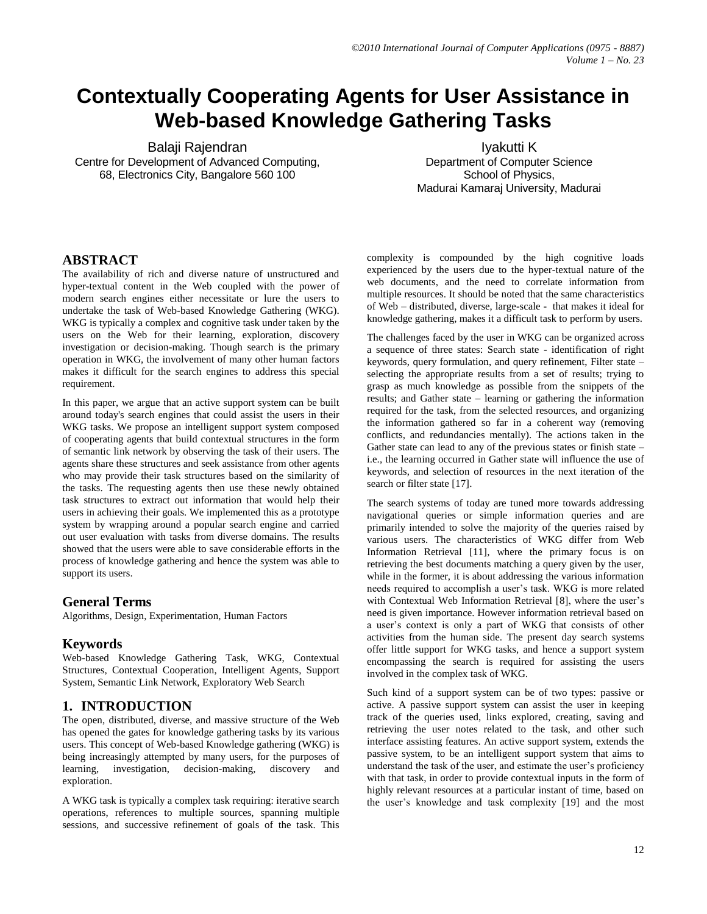# Contextually Cooperating Agents for User Assistance in Web-based Knowledge Gathering Tasks

Balaji Rajendran
Centre for Development of Advanced Computing,
68, Electronics City, Bangalore 560 100

Iyakutti K
Department of Computer Science
School of Physics,
Madurai Kamaraj University, Madurai

## ABSTRACT

The availability of rich and diverse nature of unstructured and hyper-textual content in the Web coupled with the power of modern search engines either necessitate or lure the users to undertake the task of Web-based Knowledge Gathering (WKG). WKG is typically a complex and cognitive task under taken by the users on the Web for their learning, exploration, discovery investigation or decision-making. Though search is the primary operation in WKG, the involvement of many other human factors makes it difficult for the search engines to address this special requirement.

In this paper, we argue that an active support system can be built around today's search engines that could assist the users in their WKG tasks. We propose an intelligent support system composed of cooperating agents that build contextual structures in the form of semantic link network by observing the task of their users. The agents share these structures and seek assistance from other agents who may provide their task structures based on the similarity of the tasks. The requesting agents then use these newly obtained task structures to extract out information that would help their users in achieving their goals. We implemented this as a prototype system by wrapping around a popular search engine and carried out user evaluation with tasks from diverse domains. The results showed that the users were able to save considerable efforts in the process of knowledge gathering and hence the system was able to support its users.

### General Terms

Algorithms, Design, Experimentation, Human Factors

### Keywords

Web-based Knowledge Gathering Task, WKG, Contextual Structures, Contextual Cooperation, Intelligent Agents, Support System, Semantic Link Network, Exploratory Web Search

## 1. INTRODUCTION

The open, distributed, diverse, and massive structure of the Web has opened the gates for knowledge gathering tasks by its various users. This concept of Web-based Knowledge gathering (WKG) is being increasingly attempted by many users, for the purposes of learning, investigation, decision-making, discovery and exploration.

A WKG task is typically a complex task requiring: iterative search operations, references to multiple sources, spanning multiple sessions, and successive refinement of goals of the task. This complexity is compounded by the high cognitive loads experienced by the users due to the hyper-textual nature of the web documents, and the need to correlate information from multiple resources. It should be noted that the same characteristics of Web – distributed, diverse, large-scale - that makes it ideal for knowledge gathering, makes it a difficult task to perform by users.

The challenges faced by the user in WKG can be organized across a sequence of three states: Search state - identification of right keywords, query formulation, and query refinement, Filter state – selecting the appropriate results from a set of results; trying to grasp as much knowledge as possible from the snippets of the results; and Gather state – learning or gathering the information required for the task, from the selected resources, and organizing the information gathered so far in a coherent way (removing conflicts, and redundancies mentally). The actions taken in the Gather state can lead to any of the previous states or finish state – i.e., the learning occurred in Gather state will influence the use of keywords, and selection of resources in the next iteration of the search or filter state [17].

The search systems of today are tuned more towards addressing navigational queries or simple information queries and are primarily intended to solve the majority of the queries raised by various users. The characteristics of WKG differ from Web Information Retrieval [11], where the primary focus is on retrieving the best documents matching a query given by the user, while in the former, it is about addressing the various information needs required to accomplish a user's task. WKG is more related with Contextual Web Information Retrieval [8], where the user's need is given importance. However information retrieval based on a user's context is only a part of WKG that consists of other activities from the human side. The present day search systems offer little support for WKG tasks, and hence a support system encompassing the search is required for assisting the users involved in the complex task of WKG.

Such kind of a support system can be of two types: passive or active. A passive support system can assist the user in keeping track of the queries used, links explored, creating, saving and retrieving the user notes related to the task, and other such interface assisting features. An active support system, extends the passive system, to be an intelligent support system that aims to understand the task of the user, and estimate the user's proficiency with that task, in order to provide contextual inputs in the form of highly relevant resources at a particular instant of time, based on the user's knowledge and task complexity [19] and the most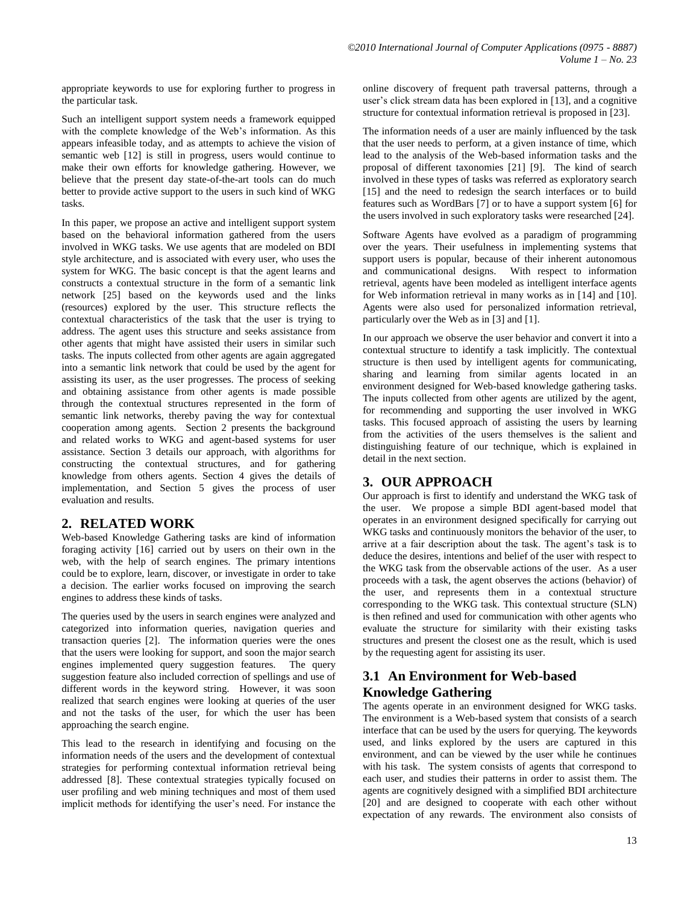appropriate keywords to use for exploring further to progress in the particular task.

Such an intelligent support system needs a framework equipped with the complete knowledge of the Web's information. As this appears infeasible today, and as attempts to achieve the vision of semantic web [12] is still in progress, users would continue to make their own efforts for knowledge gathering. However, we believe that the present day state-of-the-art tools can do much better to provide active support to the users in such kind of WKG tasks.

In this paper, we propose an active and intelligent support system based on the behavioral information gathered from the users involved in WKG tasks. We use agents that are modeled on BDI style architecture, and is associated with every user, who uses the system for WKG. The basic concept is that the agent learns and constructs a contextual structure in the form of a semantic link network [25] based on the keywords used and the links (resources) explored by the user. This structure reflects the contextual characteristics of the task that the user is trying to address. The agent uses this structure and seeks assistance from other agents that might have assisted their users in similar such tasks. The inputs collected from other agents are again aggregated into a semantic link network that could be used by the agent for assisting its user, as the user progresses. The process of seeking and obtaining assistance from other agents is made possible through the contextual structures represented in the form of semantic link networks, thereby paving the way for contextual cooperation among agents. Section 2 presents the background and related works to WKG and agent-based systems for user assistance. Section 3 details our approach, with algorithms for constructing the contextual structures, and for gathering knowledge from others agents. Section 4 gives the details of implementation, and Section 5 gives the process of user evaluation and results.

## 2. RELATED WORK

Web-based Knowledge Gathering tasks are kind of information foraging activity [16] carried out by users on their own in the web, with the help of search engines. The primary intentions could be to explore, learn, discover, or investigate in order to take a decision. The earlier works focused on improving the search engines to address these kinds of tasks.

The queries used by the users in search engines were analyzed and categorized into information queries, navigation queries and transaction queries [2]. The information queries were the ones that the users were looking for support, and soon the major search engines implemented query suggestion features. The query suggestion feature also included correction of spellings and use of different words in the keyword string. However, it was soon realized that search engines were looking at queries of the user and not the tasks of the user, for which the user has been approaching the search engine.

This lead to the research in identifying and focusing on the information needs of the users and the development of contextual strategies for performing contextual information retrieval being addressed [8]. These contextual strategies typically focused on user profiling and web mining techniques and most of them used implicit methods for identifying the user's need. For instance the online discovery of frequent path traversal patterns, through a user's click stream data has been explored in [13], and a cognitive structure for contextual information retrieval is proposed in [23].

The information needs of a user are mainly influenced by the task that the user needs to perform, at a given instance of time, which lead to the analysis of the Web-based information tasks and the proposal of different taxonomies [21] [9]. The kind of search involved in these types of tasks was referred as exploratory search [15] and the need to redesign the search interfaces or to build features such as WordBars [7] or to have a support system [6] for the users involved in such exploratory tasks were researched [24].

Software Agents have evolved as a paradigm of programming over the years. Their usefulness in implementing systems that support users is popular, because of their inherent autonomous and communicational designs. With respect to information retrieval, agents have been modeled as intelligent interface agents for Web information retrieval in many works as in [14] and [10]. Agents were also used for personalized information retrieval, particularly over the Web as in [3] and [1].

In our approach we observe the user behavior and convert it into a contextual structure to identify a task implicitly. The contextual structure is then used by intelligent agents for communicating, sharing and learning from similar agents located in an environment designed for Web-based knowledge gathering tasks. The inputs collected from other agents are utilized by the agent, for recommending and supporting the user involved in WKG tasks. This focused approach of assisting the users by learning from the activities of the users themselves is the salient and distinguishing feature of our technique, which is explained in detail in the next section.

## 3. OUR APPROACH

Our approach is first to identify and understand the WKG task of the user. We propose a simple BDI agent-based model that operates in an environment designed specifically for carrying out WKG tasks and continuously monitors the behavior of the user, to arrive at a fair description about the task. The agent's task is to deduce the desires, intentions and belief of the user with respect to the WKG task from the observable actions of the user. As a user proceeds with a task, the agent observes the actions (behavior) of the user, and represents them in a contextual structure corresponding to the WKG task. This contextual structure (SLN) is then refined and used for communication with other agents who evaluate the structure for similarity with their existing tasks structures and present the closest one as the result, which is used by the requesting agent for assisting its user.

### 3.1 An Environment for Web-based Knowledge Gathering

The agents operate in an environment designed for WKG tasks. The environment is a Web-based system that consists of a search interface that can be used by the users for querying. The keywords used, and links explored by the users are captured in this environment, and can be viewed by the user while he continues with his task. The system consists of agents that correspond to each user, and studies their patterns in order to assist them. The agents are cognitively designed with a simplified BDI architecture [20] and are designed to cooperate with each other without expectation of any rewards. The environment also consists of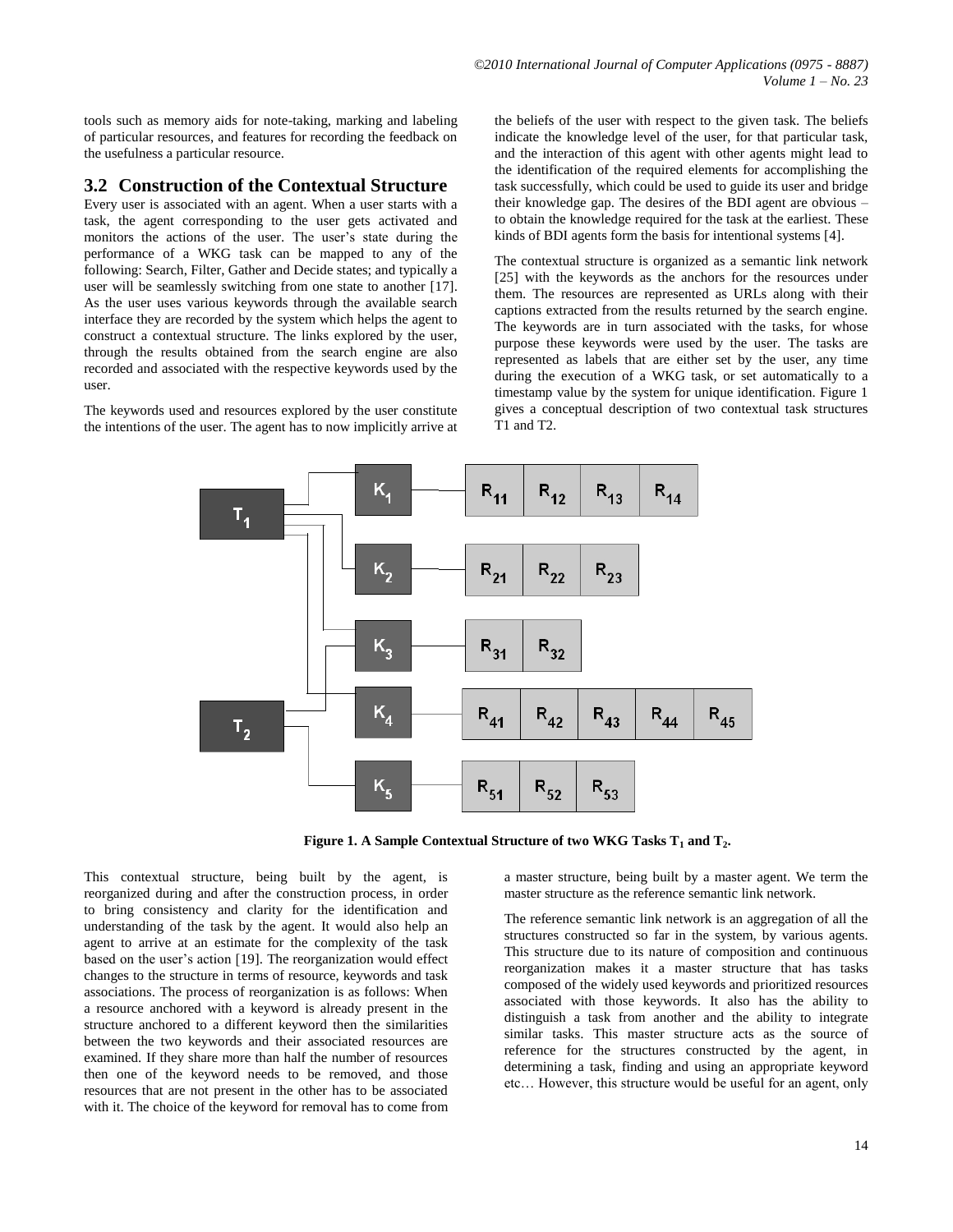tools such as memory aids for note-taking, marking and labeling of particular resources, and features for recording the feedback on the usefulness a particular resource.

### 3.2 Construction of the Contextual Structure

Every user is associated with an agent. When a user starts with a task, the agent corresponding to the user gets activated and monitors the actions of the user. The user's state during the performance of a WKG task can be mapped to any of the following: Search, Filter, Gather and Decide states; and typically a user will be seamlessly switching from one state to another [17]. As the user uses various keywords through the available search interface they are recorded by the system which helps the agent to construct a contextual structure. The links explored by the user, through the results obtained from the search engine are also recorded and associated with the respective keywords used by the user.

The keywords used and resources explored by the user constitute the intentions of the user. The agent has to now implicitly arrive at the beliefs of the user with respect to the given task. The beliefs indicate the knowledge level of the user, for that particular task, and the interaction of this agent with other agents might lead to the identification of the required elements for accomplishing the task successfully, which could be used to guide its user and bridge their knowledge gap. The desires of the BDI agent are obvious – to obtain the knowledge required for the task at the earliest. These kinds of BDI agents form the basis for intentional systems [4].

The contextual structure is organized as a semantic link network [25] with the keywords as the anchors for the resources under them. The resources are represented as URLs along with their captions extracted from the results returned by the search engine. The keywords are in turn associated with the tasks, for whose purpose these keywords were used by the user. The tasks are represented as labels that are either set by the user, any time during the execution of a WKG task, or set automatically to a timestamp value by the system for unique identification. Figure 1 gives a conceptual description of two contextual task structures T1 and T2.

**Figure 1. A Sample Contextual Structure of two WKG Tasks $T_1$ and $T_2$.**

This contextual structure, being built by the agent, is reorganized during and after the construction process, in order to bring consistency and clarity for the identification and understanding of the task by the agent. It would also help an agent to arrive at an estimate for the complexity of the task based on the user's action [19]. The reorganization would effect changes to the structure in terms of resource, keywords and task associations. The process of reorganization is as follows: When a resource anchored with a keyword is already present in the structure anchored to a different keyword then the similarities between the two keywords and their associated resources are examined. If they share more than half the number of resources then one of the keyword needs to be removed, and those resources that are not present in the other has to be associated with it. The choice of the keyword for removal has to come from a master structure, being built by a master agent. We term the master structure as the reference semantic link network.

The reference semantic link network is an aggregation of all the structures constructed so far in the system, by various agents. This structure due to its nature of composition and continuous reorganization makes it a master structure that has tasks composed of the widely used keywords and prioritized resources associated with those keywords. It also has the ability to distinguish a task from another and the ability to integrate similar tasks. This master structure acts as the source of reference for the structures constructed by the agent, in determining a task, finding and using an appropriate keyword etc… However, this structure would be useful for an agent, only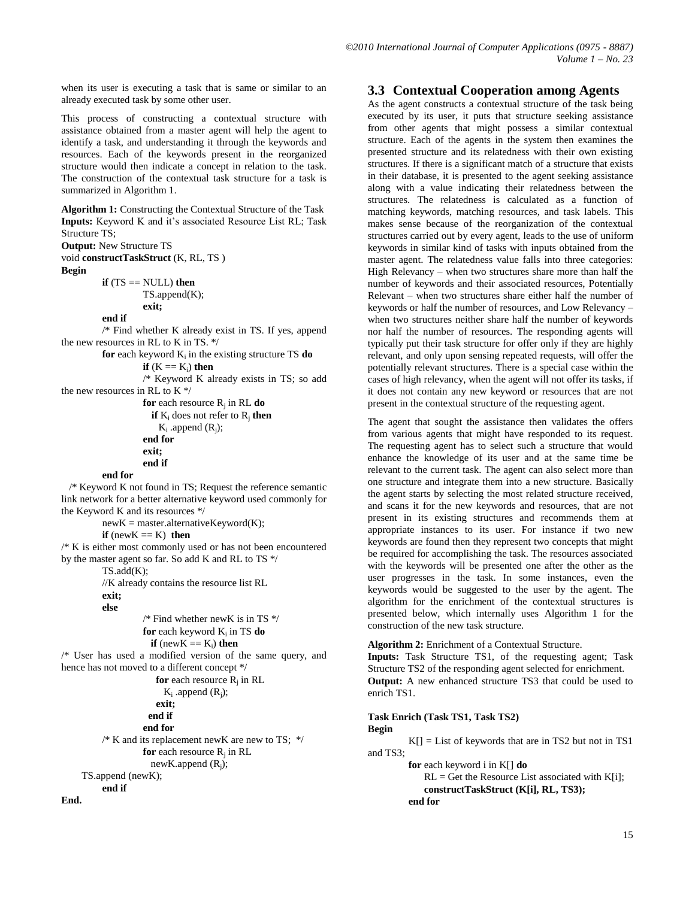when its user is executing a task that is same or similar to an already executed task by some other user.

This process of constructing a contextual structure with assistance obtained from a master agent will help the agent to identify a task, and understanding it through the keywords and resources. Each of the keywords present in the reorganized structure would then indicate a concept in relation to the task. The construction of the contextual task structure for a task is summarized in Algorithm 1.

**Algorithm 1:** Constructing the Contextual Structure of the Task
**Inputs:** Keyword K and it's associated Resource List RL; Task Structure TS;
**Output:** New Structure TS

```
void constructTaskStruct (K, RL, TS )
Begin
        if (TS == NULL) then
                TS.append(K);
                exit;
        end if
        /* Find whether K already exist in TS. If yes, append
the new resources in RL to K in TS. */
        for each keyword Ki in the existing structure TS do
                if (K == Ki) then
                /* Keyword K already exists in TS; so add
the new resources in RL to K */
                for each resource Rj in RL do
                   if Ki does not refer to Rj then
                      Ki .append (Rj);
                end for
                exit;
                end if
        end for
   /* Keyword K not found in TS; Request the reference semantic
link network for a better alternative keyword used commonly for
the Keyword K and its resources */
        newK = master.alternativeKeyword(K);
        if (newK == K)  then
/* K is either most commonly used or has not been encountered
by the master agent so far. So add K and RL to TS */
        TS.add(K);
        //K already contains the resource list RL
        exit;
        else
                /* Find whether newK is in TS */
                for each keyword Ki in TS do
                  if (newK == Ki) then
/* User has used a modified version of the same query, and
hence has not moved to a different concept */
                    for each resource Rj in RL
                      Ki .append (Rj);
                    exit;
                  end if
                end for
        /* K and its replacement newK are new to TS;  */
                for each resource Rj in RL
                   newK.append (Rj);
     TS.append (newK);
        end if
End.
```

## 3.3 Contextual Cooperation among Agents

As the agent constructs a contextual structure of the task being executed by its user, it puts that structure seeking assistance from other agents that might possess a similar contextual structure. Each of the agents in the system then examines the presented structure and its relatedness with their own existing structures. If there is a significant match of a structure that exists in their database, it is presented to the agent seeking assistance along with a value indicating their relatedness between the structures. The relatedness is calculated as a function of matching keywords, matching resources, and task labels. This makes sense because of the reorganization of the contextual structures carried out by every agent, leads to the use of uniform keywords in similar kind of tasks with inputs obtained from the master agent. The relatedness value falls into three categories: High Relevancy – when two structures share more than half the number of keywords and their associated resources, Potentially Relevant – when two structures share either half the number of keywords or half the number of resources, and Low Relevancy – when two structures neither share half the number of keywords nor half the number of resources. The responding agents will typically put their task structure for offer only if they are highly relevant, and only upon sensing repeated requests, will offer the potentially relevant structures. There is a special case within the cases of high relevancy, when the agent will not offer its tasks, if it does not contain any new keyword or resources that are not present in the contextual structure of the requesting agent.

The agent that sought the assistance then validates the offers from various agents that might have responded to its request. The requesting agent has to select such a structure that would enhance the knowledge of its user and at the same time be relevant to the current task. The agent can also select more than one structure and integrate them into a new structure. Basically the agent starts by selecting the most related structure received, and scans it for the new keywords and resources, that are not present in its existing structures and recommends them at appropriate instances to its user. For instance if two new keywords are found then they represent two concepts that might be required for accomplishing the task. The resources associated with the keywords will be presented one after the other as the user progresses in the task. In some instances, even the keywords would be suggested to the user by the agent. The algorithm for the enrichment of the contextual structures is presented below, which internally uses Algorithm 1 for the construction of the new task structure.

**Algorithm 2:** Enrichment of a Contextual Structure.
**Inputs:** Task Structure TS1, of the requesting agent; Task Structure TS2 of the responding agent selected for enrichment.
**Output:** A new enhanced structure TS3 that could be used to enrich TS1.

```
Task Enrich (Task TS1, Task TS2)
Begin
        K[] = List of keywords that are in TS2 but not in TS1
and TS3;
        for each keyword i in K[] do
             RL = Get the Resource List associated with K[i];
             constructTaskStruct (K[i], RL, TS3);
        end for
```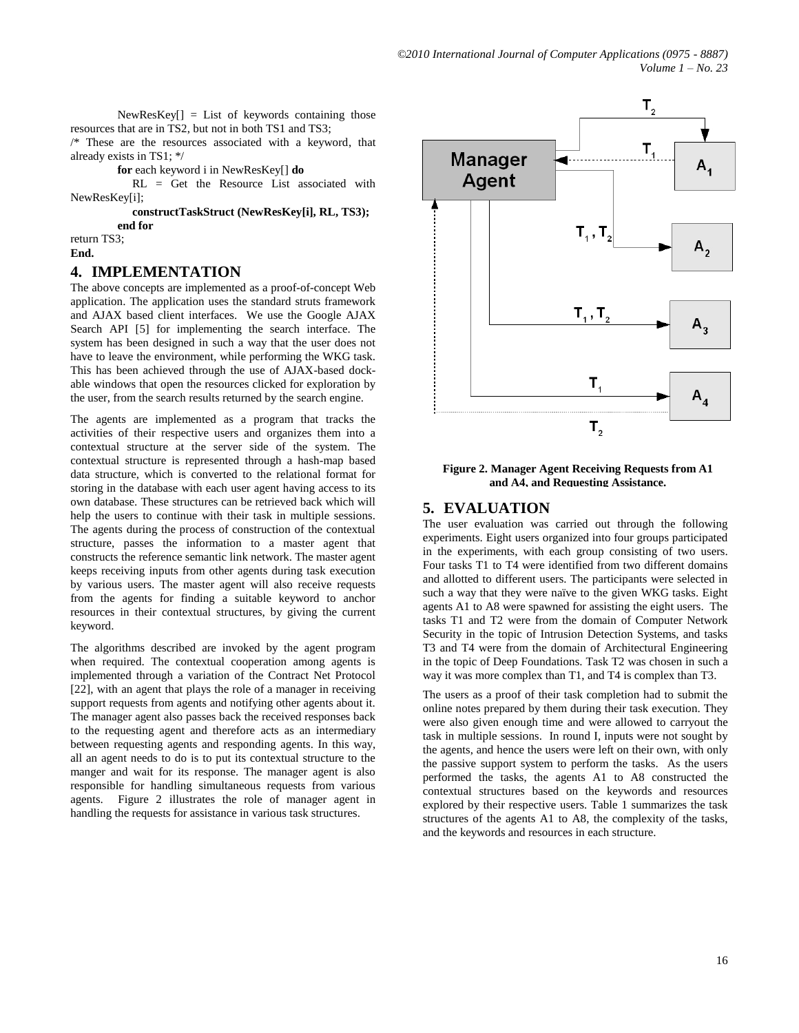NewResKey[] = List of keywords containing those resources that are in TS2, but not in both TS1 and TS3;
/* These are the resources associated with a keyword, that already exists in TS1; */

```
for each keyword i in NewResKey[] do
    RL = Get the Resource List associated with NewResKey[i];
    constructTaskStruct (NewResKey[i], RL, TS3);
end for
return TS3;
End.
```

## 4. IMPLEMENTATION

The above concepts are implemented as a proof-of-concept Web application. The application uses the standard struts framework and AJAX based client interfaces. We use the Google AJAX Search API [5] for implementing the search interface. The system has been designed in such a way that the user does not have to leave the environment, while performing the WKG task. This has been achieved through the use of AJAX-based dock-able windows that open the resources clicked for exploration by the user, from the search results returned by the search engine.

The agents are implemented as a program that tracks the activities of their respective users and organizes them into a contextual structure at the server side of the system. The contextual structure is represented through a hash-map based data structure, which is converted to the relational format for storing in the database with each user agent having access to its own database. These structures can be retrieved back which will help the users to continue with their task in multiple sessions. The agents during the process of construction of the contextual structure, passes the information to a master agent that constructs the reference semantic link network. The master agent keeps receiving inputs from other agents during task execution by various users. The master agent will also receive requests from the agents for finding a suitable keyword to anchor resources in their contextual structures, by giving the current keyword.

The algorithms described are invoked by the agent program when required. The contextual cooperation among agents is implemented through a variation of the Contract Net Protocol [22], with an agent that plays the role of a manager in receiving support requests from agents and notifying other agents about it. The manager agent also passes back the received responses back to the requesting agent and therefore acts as an intermediary between requesting agents and responding agents. In this way, all an agent needs to do is to put its contextual structure to the manger and wait for its response. The manager agent is also responsible for handling simultaneous requests from various agents. Figure 2 illustrates the role of manager agent in handling the requests for assistance in various task structures.

**Figure 2. Manager Agent Receiving Requests from A1 and A4, and Requesting Assistance.**

## 5. EVALUATION

The user evaluation was carried out through the following experiments. Eight users organized into four groups participated in the experiments, with each group consisting of two users. Four tasks T1 to T4 were identified from two different domains and allotted to different users. The participants were selected in such a way that they were naïve to the given WKG tasks. Eight agents A1 to A8 were spawned for assisting the eight users. The tasks T1 and T2 were from the domain of Computer Network Security in the topic of Intrusion Detection Systems, and tasks T3 and T4 were from the domain of Architectural Engineering in the topic of Deep Foundations. Task T2 was chosen in such a way it was more complex than T1, and T4 is complex than T3.

The users as a proof of their task completion had to submit the online notes prepared by them during their task execution. They were also given enough time and were allowed to carryout the task in multiple sessions. In round I, inputs were not sought by the agents, and hence the users were left on their own, with only the passive support system to perform the tasks. As the users performed the tasks, the agents A1 to A8 constructed the contextual structures based on the keywords and resources explored by their respective users. Table 1 summarizes the task structures of the agents A1 to A8, the complexity of the tasks, and the keywords and resources in each structure.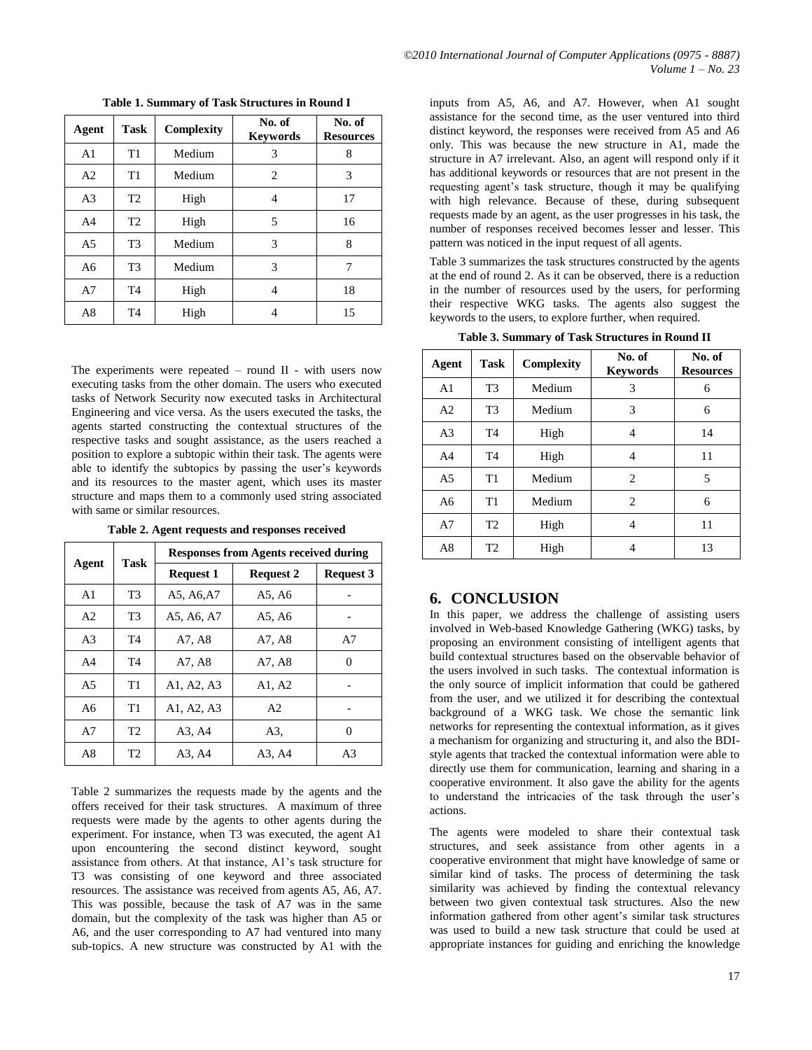**Table 1. Summary of Task Structures in Round I**

| Agent | Task | Complexity | No. of Keywords | No. of Resources |
|---|---|---|---|---|
| A1 | T1 | Medium | 3 | 8 |
| A2 | T1 | Medium | 2 | 3 |
| A3 | T2 | High | 4 | 17 |
| A4 | T2 | High | 5 | 16 |
| A5 | T3 | Medium | 3 | 8 |
| A6 | T3 | Medium | 3 | 7 |
| A7 | T4 | High | 4 | 18 |
| A8 | T4 | High | 4 | 15 |

The experiments were repeated – round II - with users now executing tasks from the other domain. The users who executed tasks of Network Security now executed tasks in Architectural Engineering and vice versa. As the users executed the tasks, the agents started constructing the contextual structures of the respective tasks and sought assistance, as the users reached a position to explore a subtopic within their task. The agents were able to identify the subtopics by passing the user's keywords and its resources to the master agent, which uses its master structure and maps them to a commonly used string associated with same or similar resources.

**Table 2. Agent requests and responses received**

| Agent | Task | Responses from Agents received during | | |
|---|---|---|---|---|
| | | Request 1 | Request 2 | Request 3 |
| A1 | T3 | A5, A6,A7 | A5, A6 | - |
| A2 | T3 | A5, A6, A7 | A5, A6 | - |
| A3 | T4 | A7, A8 | A7, A8 | A7 |
| A4 | T4 | A7, A8 | A7, A8 | 0 |
| A5 | T1 | A1, A2, A3 | A1, A2 | - |
| A6 | T1 | A1, A2, A3 | A2 | - |
| A7 | T2 | A3, A4 | A3, | 0 |
| A8 | T2 | A3, A4 | A3, A4 | A3 |

Table 2 summarizes the requests made by the agents and the offers received for their task structures. A maximum of three requests were made by the agents to other agents during the experiment. For instance, when T3 was executed, the agent A1 upon encountering the second distinct keyword, sought assistance from others. At that instance, A1's task structure for T3 was consisting of one keyword and three associated resources. The assistance was received from agents A5, A6, A7. This was possible, because the task of A7 was in the same domain, but the complexity of the task was higher than A5 or A6, and the user corresponding to A7 had ventured into many sub-topics. A new structure was constructed by A1 with the inputs from A5, A6, and A7. However, when A1 sought assistance for the second time, as the user ventured into third distinct keyword, the responses were received from A5 and A6 only. This was because the new structure in A1, made the structure in A7 irrelevant. Also, an agent will respond only if it has additional keywords or resources that are not present in the requesting agent's task structure, though it may be qualifying with high relevance. Because of these, during subsequent requests made by an agent, as the user progresses in his task, the number of responses received becomes lesser and lesser. This pattern was noticed in the input request of all agents.

Table 3 summarizes the task structures constructed by the agents at the end of round 2. As it can be observed, there is a reduction in the number of resources used by the users, for performing their respective WKG tasks. The agents also suggest the keywords to the users, to explore further, when required.

**Table 3. Summary of Task Structures in Round II**

| Agent | Task | Complexity | No. of Keywords | No. of Resources |
|---|---|---|---|---|
| A1 | T3 | Medium | 3 | 6 |
| A2 | T3 | Medium | 3 | 6 |
| A3 | T4 | High | 4 | 14 |
| A4 | T4 | High | 4 | 11 |
| A5 | T1 | Medium | 2 | 5 |
| A6 | T1 | Medium | 2 | 6 |
| A7 | T2 | High | 4 | 11 |
| A8 | T2 | High | 4 | 13 |

## 6. CONCLUSION

In this paper, we address the challenge of assisting users involved in Web-based Knowledge Gathering (WKG) tasks, by proposing an environment consisting of intelligent agents that build contextual structures based on the observable behavior of the users involved in such tasks. The contextual information is the only source of implicit information that could be gathered from the user, and we utilized it for describing the contextual background of a WKG task. We chose the semantic link networks for representing the contextual information, as it gives a mechanism for organizing and structuring it, and also the BDI-style agents that tracked the contextual information were able to directly use them for communication, learning and sharing in a cooperative environment. It also gave the ability for the agents to understand the intricacies of the task through the user's actions.

The agents were modeled to share their contextual task structures, and seek assistance from other agents in a cooperative environment that might have knowledge of same or similar kind of tasks. The process of determining the task similarity was achieved by finding the contextual relevancy between two given contextual task structures. Also the new information gathered from other agent's similar task structures was used to build a new task structure that could be used at appropriate instances for guiding and enriching the knowledge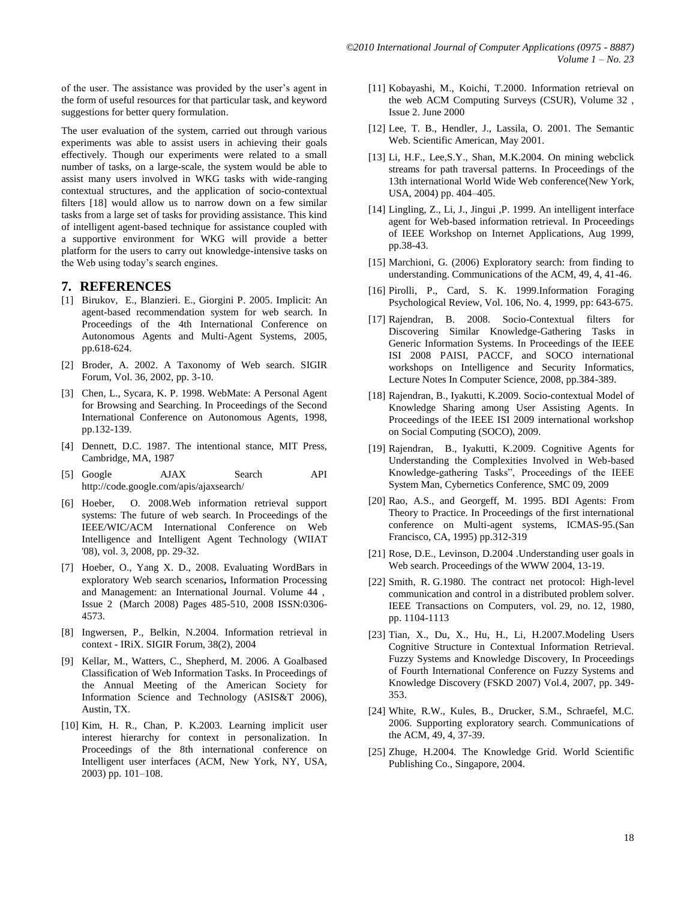of the user. The assistance was provided by the user's agent in the form of useful resources for that particular task, and keyword suggestions for better query formulation.

The user evaluation of the system, carried out through various experiments was able to assist users in achieving their goals effectively. Though our experiments were related to a small number of tasks, on a large-scale, the system would be able to assist many users involved in WKG tasks with wide-ranging contextual structures, and the application of socio-contextual filters [18] would allow us to narrow down on a few similar tasks from a large set of tasks for providing assistance. This kind of intelligent agent-based technique for assistance coupled with a supportive environment for WKG will provide a better platform for the users to carry out knowledge-intensive tasks on the Web using today's search engines.

## 7. REFERENCES

[1] Birukov, E., Blanzieri. E., Giorgini P. 2005. Implicit: An agent-based recommendation system for web search. In Proceedings of the 4th International Conference on Autonomous Agents and Multi-Agent Systems, 2005, pp.618-624.

[2] Broder, A. 2002. A Taxonomy of Web search. SIGIR Forum, Vol. 36, 2002, pp. 3-10.

[3] Chen, L., Sycara, K. P. 1998. WebMate: A Personal Agent for Browsing and Searching. In Proceedings of the Second International Conference on Autonomous Agents, 1998, pp.132-139.

[4] Dennett, D.C. 1987. The intentional stance, MIT Press, Cambridge, MA, 1987

[5] Google AJAX Search API http://code.google.com/apis/ajaxsearch/

[6] Hoeber, O. 2008.Web information retrieval support systems: The future of web search. In Proceedings of the IEEE/WIC/ACM International Conference on Web Intelligence and Intelligent Agent Technology (WIIAT '08), vol. 3, 2008, pp. 29-32.

[7] Hoeber, O., Yang X. D., 2008. Evaluating WordBars in exploratory Web search scenarios**,** Information Processing and Management: an International Journal. Volume 44 , Issue 2 (March 2008) Pages 485-510, 2008 ISSN:0306-4573.

[8] Ingwersen, P., Belkin, N.2004. Information retrieval in context - IRiX. SIGIR Forum, 38(2), 2004

[9] Kellar, M., Watters, C., Shepherd, M. 2006. A Goalbased Classification of Web Information Tasks. In Proceedings of the Annual Meeting of the American Society for Information Science and Technology (ASIS&T 2006), Austin, TX.

[10] Kim, H. R., Chan, P. K.2003. Learning implicit user interest hierarchy for context in personalization. In Proceedings of the 8th international conference on Intelligent user interfaces (ACM, New York, NY, USA, 2003) pp. 101–108.

[11] Kobayashi, M., Koichi, T.2000. Information retrieval on the web ACM Computing Surveys (CSUR), Volume 32 , Issue 2. June 2000

[12] Lee, T. B., Hendler, J., Lassila, O. 2001. The Semantic Web. Scientific American, May 2001.

[13] Li, H.F., Lee,S.Y., Shan, M.K.2004. On mining webclick streams for path traversal patterns. In Proceedings of the 13th international World Wide Web conference(New York, USA, 2004) pp. 404–405.

[14] Lingling, Z., Li, J., Jingui ,P. 1999. An intelligent interface agent for Web-based information retrieval. In Proceedings of IEEE Workshop on Internet Applications, Aug 1999, pp.38-43.

[15] Marchioni, G. (2006) Exploratory search: from finding to understanding. Communications of the ACM, 49, 4, 41-46.

[16] Pirolli, P., Card, S. K. 1999.Information Foraging Psychological Review, Vol. 106, No. 4, 1999, pp: 643-675.

[17] Rajendran, B. 2008. Socio-Contextual filters for Discovering Similar Knowledge-Gathering Tasks in Generic Information Systems. In Proceedings of the IEEE ISI 2008 PAISI, PACCF, and SOCO international workshops on Intelligence and Security Informatics, Lecture Notes In Computer Science, 2008, pp.384-389.

[18] Rajendran, B., Iyakutti, K.2009. Socio-contextual Model of Knowledge Sharing among User Assisting Agents. In Proceedings of the IEEE ISI 2009 international workshop on Social Computing (SOCO), 2009.

[19] Rajendran, B., Iyakutti, K.2009. Cognitive Agents for Understanding the Complexities Involved in Web-based Knowledge-gathering Tasks", Proceedings of the IEEE System Man, Cybernetics Conference, SMC 09, 2009

[20] Rao, A.S., and Georgeff, M. 1995. BDI Agents: From Theory to Practice. In Proceedings of the first international conference on Multi-agent systems, ICMAS-95.(San Francisco, CA, 1995) pp.312-319

[21] Rose, D.E., Levinson, D.2004 .Understanding user goals in Web search. Proceedings of the WWW 2004, 13-19.

[22] Smith, R. G.1980. The contract net protocol: High-level communication and control in a distributed problem solver. IEEE Transactions on Computers, vol. 29, no. 12, 1980, pp. 1104-1113

[23] Tian, X., Du, X., Hu, H., Li, H.2007.Modeling Users Cognitive Structure in Contextual Information Retrieval. Fuzzy Systems and Knowledge Discovery, In Proceedings of Fourth International Conference on Fuzzy Systems and Knowledge Discovery (FSKD 2007) Vol.4, 2007, pp. 349-353.

[24] White, R.W., Kules, B., Drucker, S.M., Schraefel, M.C. 2006. Supporting exploratory search. Communications of the ACM, 49, 4, 37-39.

[25] Zhuge, H.2004. The Knowledge Grid. World Scientific Publishing Co., Singapore, 2004.